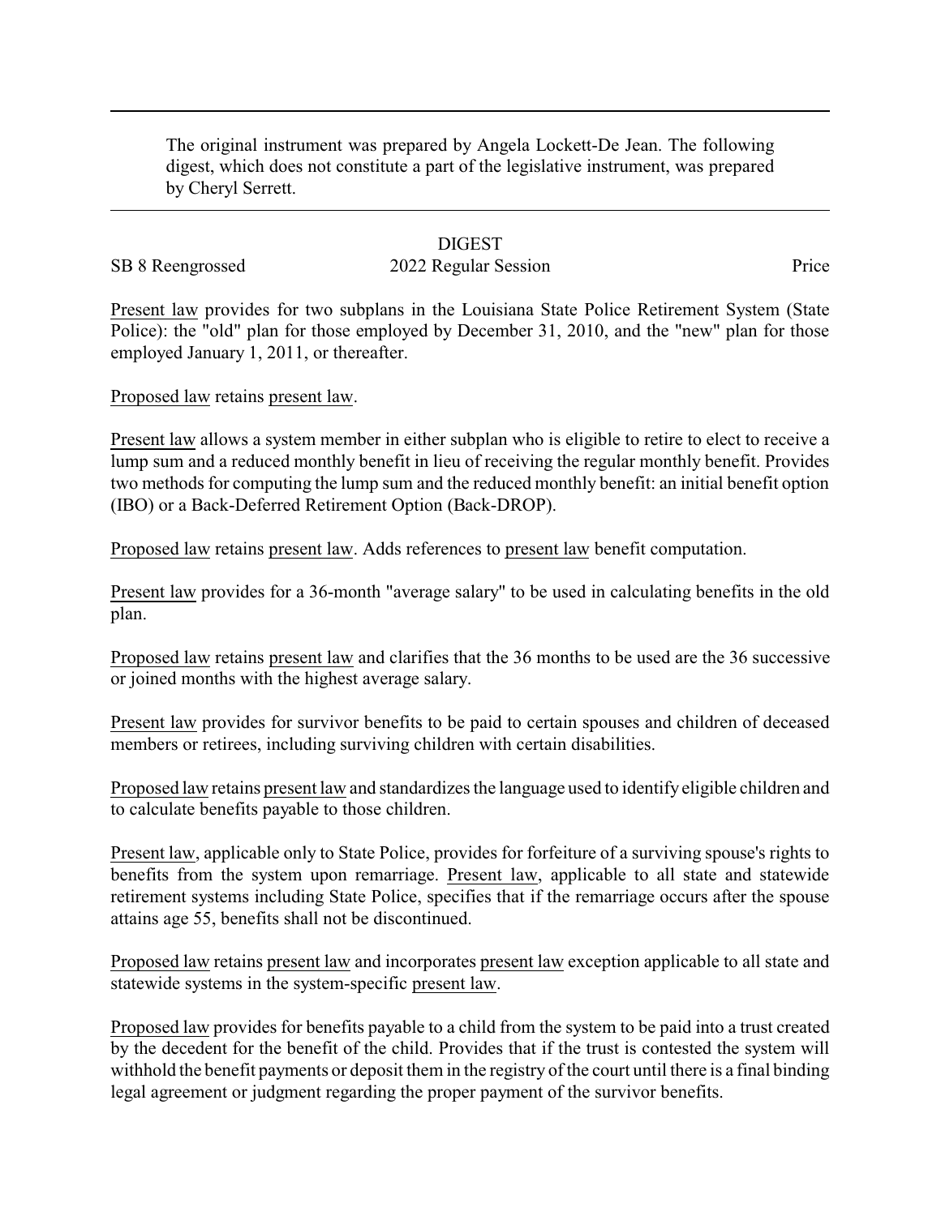The original instrument was prepared by Angela Lockett-De Jean. The following digest, which does not constitute a part of the legislative instrument, was prepared by Cheryl Serrett.

# DIGEST

SB 8 Reengrossed — 2022 Regular Session — Price

Present law provides for two subplans in the Louisiana State Police Retirement System (State Police): the "old" plan for those employed by December 31, 2010, and the "new" plan for those employed January 1, 2011, or thereafter.

Proposed law retains present law.

Present law allows a system member in either subplan who is eligible to retire to elect to receive a lump sum and a reduced monthly benefit in lieu of receiving the regular monthly benefit. Provides two methods for computing the lump sum and the reduced monthly benefit: an initial benefit option (IBO) or a Back-Deferred Retirement Option (Back-DROP).

Proposed law retains present law. Adds references to present law benefit computation.

Present law provides for a 36-month "average salary" to be used in calculating benefits in the old plan.

Proposed law retains present law and clarifies that the 36 months to be used are the 36 successive or joined months with the highest average salary.

Present law provides for survivor benefits to be paid to certain spouses and children of deceased members or retirees, including surviving children with certain disabilities.

Proposed law retains present law and standardizes the language used to identify eligible children and to calculate benefits payable to those children.

Present law, applicable only to State Police, provides for forfeiture of a surviving spouse's rights to benefits from the system upon remarriage. Present law, applicable to all state and statewide retirement systems including State Police, specifies that if the remarriage occurs after the spouse attains age 55, benefits shall not be discontinued.

Proposed law retains present law and incorporates present law exception applicable to all state and statewide systems in the system-specific present law.

Proposed law provides for benefits payable to a child from the system to be paid into a trust created by the decedent for the benefit of the child. Provides that if the trust is contested the system will withhold the benefit payments or deposit them in the registry of the court until there is a final binding legal agreement or judgment regarding the proper payment of the survivor benefits.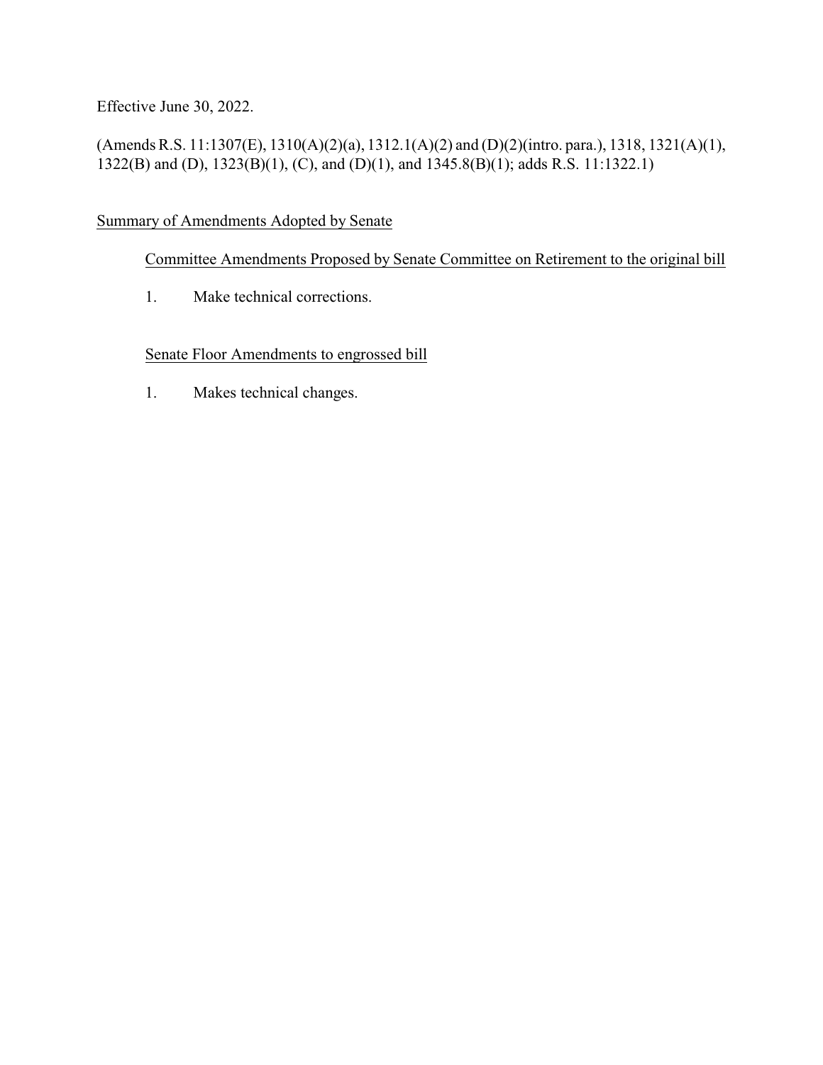Effective June 30, 2022.

(Amends R.S. 11:1307(E), 1310(A)(2)(a), 1312.1(A)(2) and (D)(2)(intro. para.), 1318, 1321(A)(1), 1322(B) and (D), 1323(B)(1), (C), and (D)(1), and 1345.8(B)(1); adds R.S. 11:1322.1)

<u>Summary of Amendments Adopted by Senate</u>

<u>Committee Amendments Proposed by Senate Committee on Retirement to the original bill</u>

1. Make technical corrections.

<u>Senate Floor Amendments to engrossed bill</u>

1. Makes technical changes.